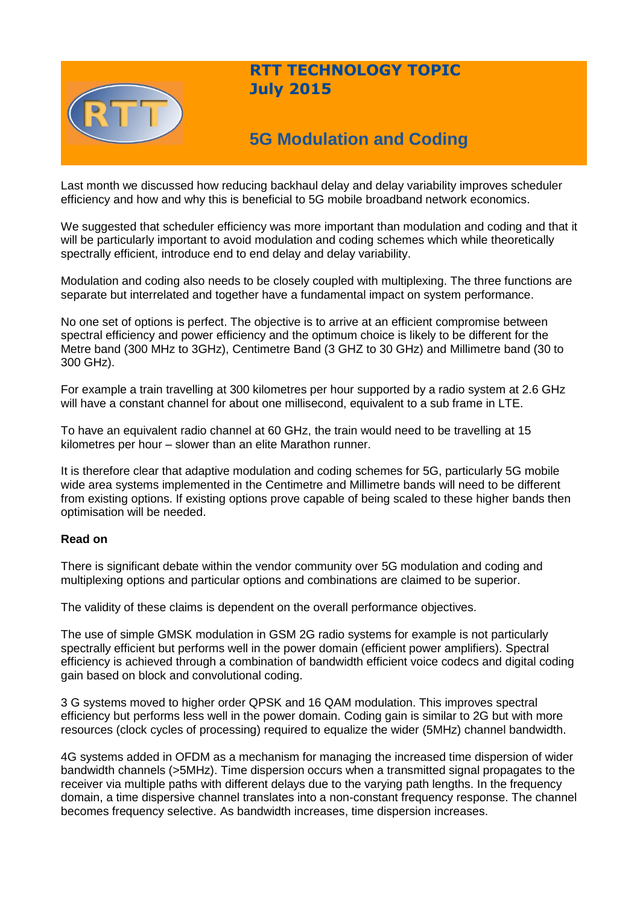# RTT TECHNOLOGY TOPIC
# July 2015

## 5G Modulation and Coding

Last month we discussed how reducing backhaul delay and delay variability improves scheduler efficiency and how and why this is beneficial to 5G mobile broadband network economics.

We suggested that scheduler efficiency was more important than modulation and coding and that it will be particularly important to avoid modulation and coding schemes which while theoretically spectrally efficient, introduce end to end delay and delay variability.

Modulation and coding also needs to be closely coupled with multiplexing. The three functions are separate but interrelated and together have a fundamental impact on system performance.

No one set of options is perfect. The objective is to arrive at an efficient compromise between spectral efficiency and power efficiency and the optimum choice is likely to be different for the Metre band (300 MHz to 3GHz), Centimetre Band (3 GHZ to 30 GHz) and Millimetre band (30 to 300 GHz).

For example a train travelling at 300 kilometres per hour supported by a radio system at 2.6 GHz will have a constant channel for about one millisecond, equivalent to a sub frame in LTE.

To have an equivalent radio channel at 60 GHz, the train would need to be travelling at 15 kilometres per hour – slower than an elite Marathon runner.

It is therefore clear that adaptive modulation and coding schemes for 5G, particularly 5G mobile wide area systems implemented in the Centimetre and Millimetre bands will need to be different from existing options. If existing options prove capable of being scaled to these higher bands then optimisation will be needed.

**Read on**

There is significant debate within the vendor community over 5G modulation and coding and multiplexing options and particular options and combinations are claimed to be superior.

The validity of these claims is dependent on the overall performance objectives.

The use of simple GMSK modulation in GSM 2G radio systems for example is not particularly spectrally efficient but performs well in the power domain (efficient power amplifiers). Spectral efficiency is achieved through a combination of bandwidth efficient voice codecs and digital coding gain based on block and convolutional coding.

3 G systems moved to higher order QPSK and 16 QAM modulation. This improves spectral efficiency but performs less well in the power domain. Coding gain is similar to 2G but with more resources (clock cycles of processing) required to equalize the wider (5MHz) channel bandwidth.

4G systems added in OFDM as a mechanism for managing the increased time dispersion of wider bandwidth channels (>5MHz). Time dispersion occurs when a transmitted signal propagates to the receiver via multiple paths with different delays due to the varying path lengths. In the frequency domain, a time dispersive channel translates into a non-constant frequency response. The channel becomes frequency selective. As bandwidth increases, time dispersion increases.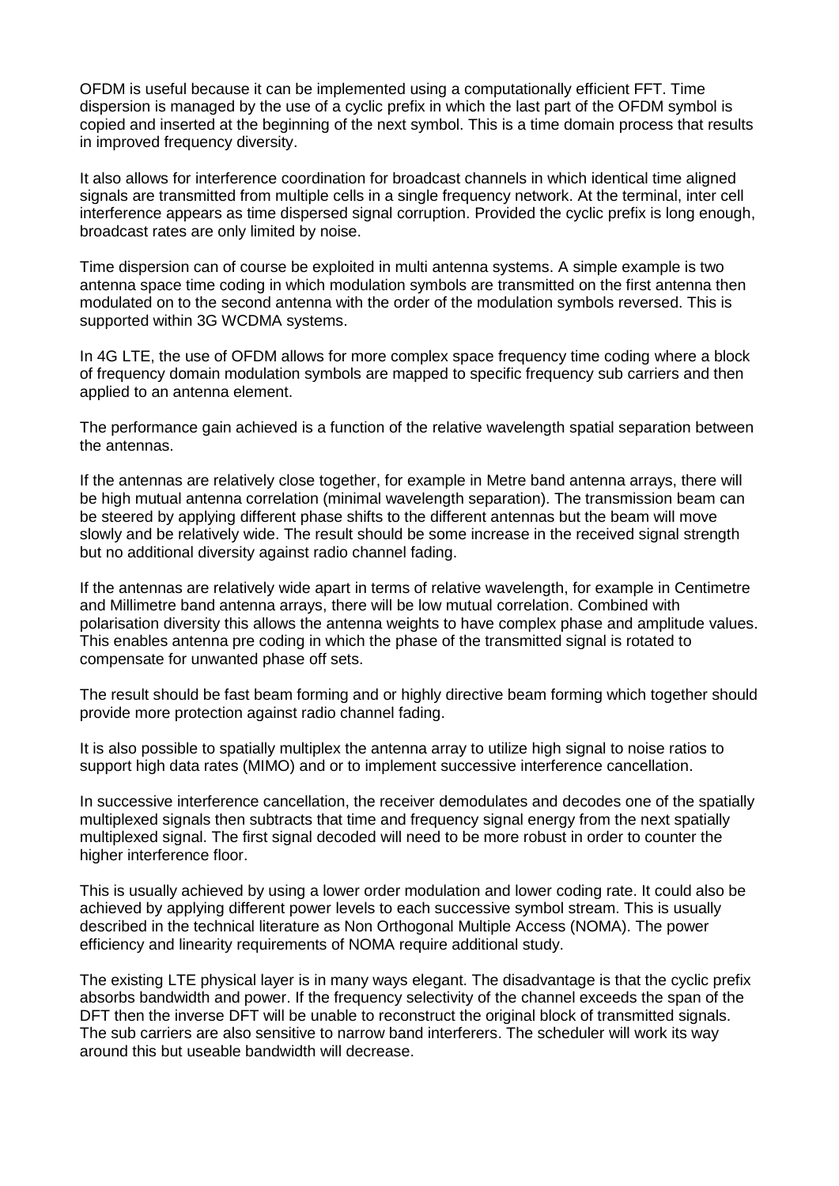OFDM is useful because it can be implemented using a computationally efficient FFT. Time dispersion is managed by the use of a cyclic prefix in which the last part of the OFDM symbol is copied and inserted at the beginning of the next symbol. This is a time domain process that results in improved frequency diversity.

It also allows for interference coordination for broadcast channels in which identical time aligned signals are transmitted from multiple cells in a single frequency network. At the terminal, inter cell interference appears as time dispersed signal corruption. Provided the cyclic prefix is long enough, broadcast rates are only limited by noise.

Time dispersion can of course be exploited in multi antenna systems. A simple example is two antenna space time coding in which modulation symbols are transmitted on the first antenna then modulated on to the second antenna with the order of the modulation symbols reversed. This is supported within 3G WCDMA systems.

In 4G LTE, the use of OFDM allows for more complex space frequency time coding where a block of frequency domain modulation symbols are mapped to specific frequency sub carriers and then applied to an antenna element.

The performance gain achieved is a function of the relative wavelength spatial separation between the antennas.

If the antennas are relatively close together, for example in Metre band antenna arrays, there will be high mutual antenna correlation (minimal wavelength separation). The transmission beam can be steered by applying different phase shifts to the different antennas but the beam will move slowly and be relatively wide. The result should be some increase in the received signal strength but no additional diversity against radio channel fading.

If the antennas are relatively wide apart in terms of relative wavelength, for example in Centimetre and Millimetre band antenna arrays, there will be low mutual correlation. Combined with polarisation diversity this allows the antenna weights to have complex phase and amplitude values. This enables antenna pre coding in which the phase of the transmitted signal is rotated to compensate for unwanted phase off sets.

The result should be fast beam forming and or highly directive beam forming which together should provide more protection against radio channel fading.

It is also possible to spatially multiplex the antenna array to utilize high signal to noise ratios to support high data rates (MIMO) and or to implement successive interference cancellation.

In successive interference cancellation, the receiver demodulates and decodes one of the spatially multiplexed signals then subtracts that time and frequency signal energy from the next spatially multiplexed signal. The first signal decoded will need to be more robust in order to counter the higher interference floor.

This is usually achieved by using a lower order modulation and lower coding rate. It could also be achieved by applying different power levels to each successive symbol stream. This is usually described in the technical literature as Non Orthogonal Multiple Access (NOMA). The power efficiency and linearity requirements of NOMA require additional study.

The existing LTE physical layer is in many ways elegant. The disadvantage is that the cyclic prefix absorbs bandwidth and power. If the frequency selectivity of the channel exceeds the span of the DFT then the inverse DFT will be unable to reconstruct the original block of transmitted signals. The sub carriers are also sensitive to narrow band interferers. The scheduler will work its way around this but useable bandwidth will decrease.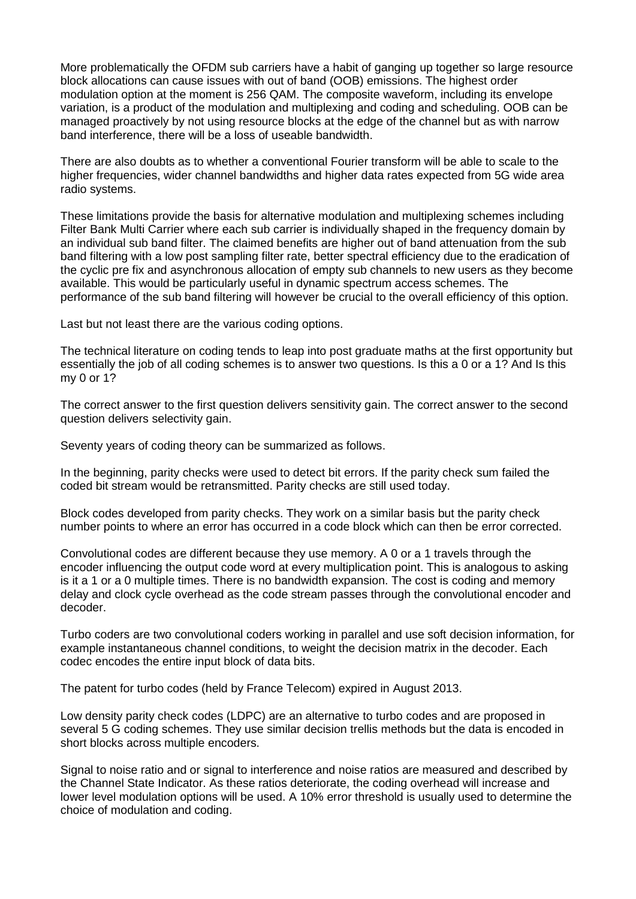More problematically the OFDM sub carriers have a habit of ganging up together so large resource block allocations can cause issues with out of band (OOB) emissions. The highest order modulation option at the moment is 256 QAM. The composite waveform, including its envelope variation, is a product of the modulation and multiplexing and coding and scheduling. OOB can be managed proactively by not using resource blocks at the edge of the channel but as with narrow band interference, there will be a loss of useable bandwidth.

There are also doubts as to whether a conventional Fourier transform will be able to scale to the higher frequencies, wider channel bandwidths and higher data rates expected from 5G wide area radio systems.

These limitations provide the basis for alternative modulation and multiplexing schemes including Filter Bank Multi Carrier where each sub carrier is individually shaped in the frequency domain by an individual sub band filter. The claimed benefits are higher out of band attenuation from the sub band filtering with a low post sampling filter rate, better spectral efficiency due to the eradication of the cyclic pre fix and asynchronous allocation of empty sub channels to new users as they become available. This would be particularly useful in dynamic spectrum access schemes. The performance of the sub band filtering will however be crucial to the overall efficiency of this option.

Last but not least there are the various coding options.

The technical literature on coding tends to leap into post graduate maths at the first opportunity but essentially the job of all coding schemes is to answer two questions. Is this a 0 or a 1? And Is this my 0 or 1?

The correct answer to the first question delivers sensitivity gain. The correct answer to the second question delivers selectivity gain.

Seventy years of coding theory can be summarized as follows.

In the beginning, parity checks were used to detect bit errors. If the parity check sum failed the coded bit stream would be retransmitted. Parity checks are still used today.

Block codes developed from parity checks. They work on a similar basis but the parity check number points to where an error has occurred in a code block which can then be error corrected.

Convolutional codes are different because they use memory. A 0 or a 1 travels through the encoder influencing the output code word at every multiplication point. This is analogous to asking is it a 1 or a 0 multiple times. There is no bandwidth expansion. The cost is coding and memory delay and clock cycle overhead as the code stream passes through the convolutional encoder and decoder.

Turbo coders are two convolutional coders working in parallel and use soft decision information, for example instantaneous channel conditions, to weight the decision matrix in the decoder. Each codec encodes the entire input block of data bits.

The patent for turbo codes (held by France Telecom) expired in August 2013.

Low density parity check codes (LDPC) are an alternative to turbo codes and are proposed in several 5 G coding schemes. They use similar decision trellis methods but the data is encoded in short blocks across multiple encoders.

Signal to noise ratio and or signal to interference and noise ratios are measured and described by the Channel State Indicator. As these ratios deteriorate, the coding overhead will increase and lower level modulation options will be used. A 10% error threshold is usually used to determine the choice of modulation and coding.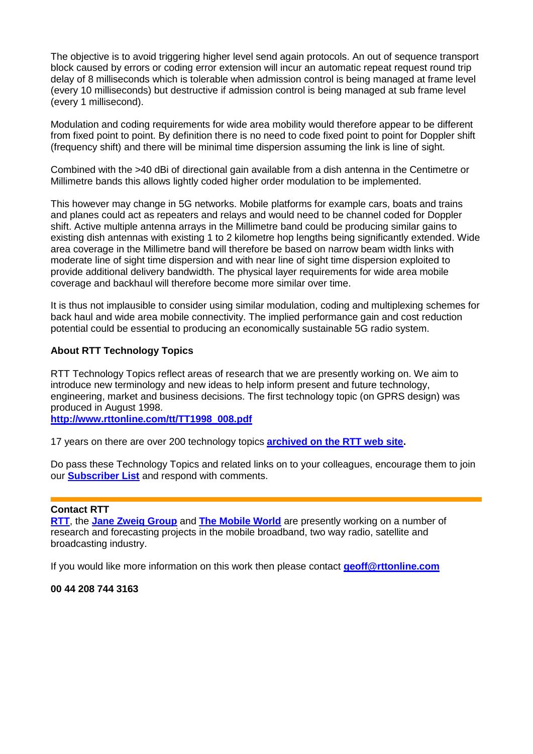The objective is to avoid triggering higher level send again protocols. An out of sequence transport block caused by errors or coding error extension will incur an automatic repeat request round trip delay of 8 milliseconds which is tolerable when admission control is being managed at frame level (every 10 milliseconds) but destructive if admission control is being managed at sub frame level (every 1 millisecond).

Modulation and coding requirements for wide area mobility would therefore appear to be different from fixed point to point. By definition there is no need to code fixed point to point for Doppler shift (frequency shift) and there will be minimal time dispersion assuming the link is line of sight.

Combined with the >40 dBi of directional gain available from a dish antenna in the Centimetre or Millimetre bands this allows lightly coded higher order modulation to be implemented.

This however may change in 5G networks. Mobile platforms for example cars, boats and trains and planes could act as repeaters and relays and would need to be channel coded for Doppler shift. Active multiple antenna arrays in the Millimetre band could be producing similar gains to existing dish antennas with existing 1 to 2 kilometre hop lengths being significantly extended. Wide area coverage in the Millimetre band will therefore be based on narrow beam width links with moderate line of sight time dispersion and with near line of sight time dispersion exploited to provide additional delivery bandwidth. The physical layer requirements for wide area mobile coverage and backhaul will therefore become more similar over time.

It is thus not implausible to consider using similar modulation, coding and multiplexing schemes for back haul and wide area mobile connectivity. The implied performance gain and cost reduction potential could be essential to producing an economically sustainable 5G radio system.

**About RTT Technology Topics**

RTT Technology Topics reflect areas of research that we are presently working on. We aim to introduce new terminology and new ideas to help inform present and future technology, engineering, market and business decisions. The first technology topic (on GPRS design) was produced in August 1998.
**http://www.rttonline.com/tt/TT1998_008.pdf**

17 years on there are over 200 technology topics **archived on the RTT web site.**

Do pass these Technology Topics and related links on to your colleagues, encourage them to join our **Subscriber List** and respond with comments.

**Contact RTT**

**RTT**, the **Jane Zweig Group** and **The Mobile World** are presently working on a number of research and forecasting projects in the mobile broadband, two way radio, satellite and broadcasting industry.

If you would like more information on this work then please contact **geoff@rttonline.com**

**00 44 208 744 3163**